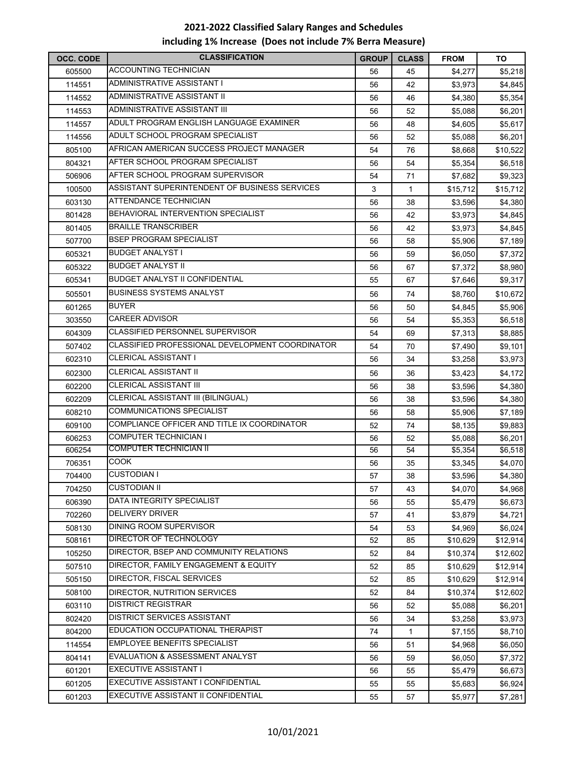# 2021-2022 Classified Salary Ranges and Schedules
## including 1% Increase (Does not include 7% Berra Measure)

| OCC. CODE | CLASSIFICATION | GROUP | CLASS | FROM | TO |
|---|---|---|---|---|---|
| 605500 | ACCOUNTING TECHNICIAN | 56 | 45 | $4,277 | $5,218 |
| 114551 | ADMINISTRATIVE ASSISTANT I | 56 | 42 | $3,973 | $4,845 |
| 114552 | ADMINISTRATIVE ASSISTANT II | 56 | 46 | $4,380 | $5,354 |
| 114553 | ADMINISTRATIVE ASSISTANT III | 56 | 52 | $5,088 | $6,201 |
| 114557 | ADULT PROGRAM ENGLISH LANGUAGE EXAMINER | 56 | 48 | $4,605 | $5,617 |
| 114556 | ADULT SCHOOL PROGRAM SPECIALIST | 56 | 52 | $5,088 | $6,201 |
| 805100 | AFRICAN AMERICAN SUCCESS PROJECT MANAGER | 54 | 76 | $8,668 | $10,522 |
| 804321 | AFTER SCHOOL PROGRAM SPECIALIST | 56 | 54 | $5,354 | $6,518 |
| 506906 | AFTER SCHOOL PROGRAM SUPERVISOR | 54 | 71 | $7,682 | $9,323 |
| 100500 | ASSISTANT SUPERINTENDENT OF BUSINESS SERVICES | 3 | 1 | $15,712 | $15,712 |
| 603130 | ATTENDANCE TECHNICIAN | 56 | 38 | $3,596 | $4,380 |
| 801428 | BEHAVIORAL INTERVENTION SPECIALIST | 56 | 42 | $3,973 | $4,845 |
| 801405 | BRAILLE TRANSCRIBER | 56 | 42 | $3,973 | $4,845 |
| 507700 | BSEP PROGRAM SPECIALIST | 56 | 58 | $5,906 | $7,189 |
| 605321 | BUDGET ANALYST I | 56 | 59 | $6,050 | $7,372 |
| 605322 | BUDGET ANALYST II | 56 | 67 | $7,372 | $8,980 |
| 605341 | BUDGET ANALYST II CONFIDENTIAL | 55 | 67 | $7,646 | $9,317 |
| 505501 | BUSINESS SYSTEMS ANALYST | 56 | 74 | $8,760 | $10,672 |
| 601265 | BUYER | 56 | 50 | $4,845 | $5,906 |
| 303550 | CAREER ADVISOR | 56 | 54 | $5,353 | $6,518 |
| 604309 | CLASSIFIED PERSONNEL SUPERVISOR | 54 | 69 | $7,313 | $8,885 |
| 507402 | CLASSIFIED PROFESSIONAL DEVELOPMENT COORDINATOR | 54 | 70 | $7,490 | $9,101 |
| 602310 | CLERICAL ASSISTANT I | 56 | 34 | $3,258 | $3,973 |
| 602300 | CLERICAL ASSISTANT II | 56 | 36 | $3,423 | $4,172 |
| 602200 | CLERICAL ASSISTANT III | 56 | 38 | $3,596 | $4,380 |
| 602209 | CLERICAL ASSISTANT III (BILINGUAL) | 56 | 38 | $3,596 | $4,380 |
| 608210 | COMMUNICATIONS SPECIALIST | 56 | 58 | $5,906 | $7,189 |
| 609100 | COMPLIANCE OFFICER AND TITLE IX COORDINATOR | 52 | 74 | $8,135 | $9,883 |
| 606253 | COMPUTER TECHNICIAN I | 56 | 52 | $5,088 | $6,201 |
| 606254 | COMPUTER TECHNICIAN II | 56 | 54 | $5,354 | $6,518 |
| 706351 | COOK | 56 | 35 | $3,345 | $4,070 |
| 704400 | CUSTODIAN I | 57 | 38 | $3,596 | $4,380 |
| 704250 | CUSTODIAN II | 57 | 43 | $4,070 | $4,968 |
| 606390 | DATA INTEGRITY SPECIALIST | 56 | 55 | $5,479 | $6,673 |
| 702260 | DELIVERY DRIVER | 57 | 41 | $3,879 | $4,721 |
| 508130 | DINING ROOM SUPERVISOR | 54 | 53 | $4,969 | $6,024 |
| 508161 | DIRECTOR OF TECHNOLOGY | 52 | 85 | $10,629 | $12,914 |
| 105250 | DIRECTOR, BSEP AND COMMUNITY RELATIONS | 52 | 84 | $10,374 | $12,602 |
| 507510 | DIRECTOR, FAMILY ENGAGEMENT & EQUITY | 52 | 85 | $10,629 | $12,914 |
| 505150 | DIRECTOR, FISCAL SERVICES | 52 | 85 | $10,629 | $12,914 |
| 508100 | DIRECTOR, NUTRITION SERVICES | 52 | 84 | $10,374 | $12,602 |
| 603110 | DISTRICT REGISTRAR | 56 | 52 | $5,088 | $6,201 |
| 802420 | DISTRICT SERVICES ASSISTANT | 56 | 34 | $3,258 | $3,973 |
| 804200 | EDUCATION OCCUPATIONAL THERAPIST | 74 | 1 | $7,155 | $8,710 |
| 114554 | EMPLOYEE BENEFITS SPECIALIST | 56 | 51 | $4,968 | $6,050 |
| 804141 | EVALUATION & ASSESSMENT ANALYST | 56 | 59 | $6,050 | $7,372 |
| 601201 | EXECUTIVE ASSISTANT I | 56 | 55 | $5,479 | $6,673 |
| 601205 | EXECUTIVE ASSISTANT I CONFIDENTIAL | 55 | 55 | $5,683 | $6,924 |
| 601203 | EXECUTIVE ASSISTANT II CONFIDENTIAL | 55 | 57 | $5,977 | $7,281 |

10/01/2021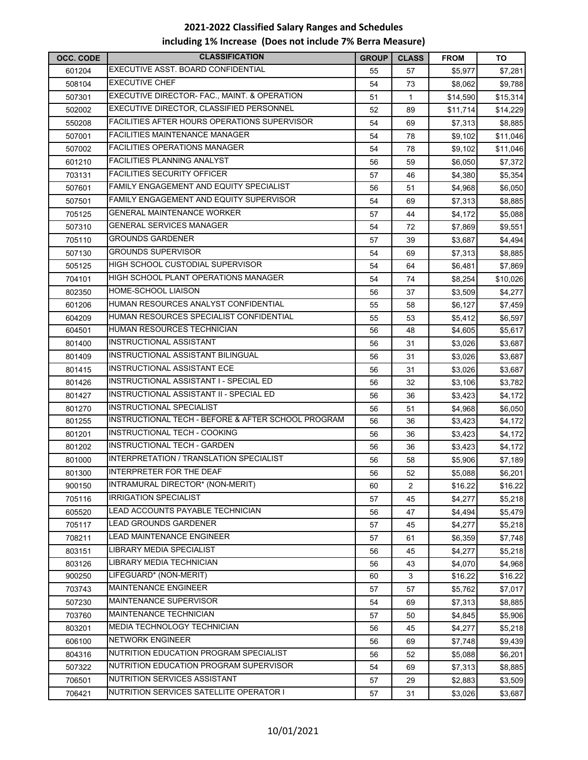**2021-2022 Classified Salary Ranges and Schedules including 1% Increase (Does not include 7% Berra Measure)**

| OCC. CODE | CLASSIFICATION | GROUP | CLASS | FROM | TO |
|---|---|---|---|---|---|
| 601204 | EXECUTIVE ASST. BOARD CONFIDENTIAL | 55 | 57 | $5,977 | $7,281 |
| 508104 | EXECUTIVE CHEF | 54 | 73 | $8,062 | $9,788 |
| 507301 | EXECUTIVE DIRECTOR- FAC., MAINT. & OPERATION | 51 | 1 | $14,590 | $15,314 |
| 502002 | EXECUTIVE DIRECTOR, CLASSIFIED PERSONNEL | 52 | 89 | $11,714 | $14,229 |
| 550208 | FACILITIES AFTER HOURS OPERATIONS SUPERVISOR | 54 | 69 | $7,313 | $8,885 |
| 507001 | FACILITIES MAINTENANCE MANAGER | 54 | 78 | $9,102 | $11,046 |
| 507002 | FACILITIES OPERATIONS MANAGER | 54 | 78 | $9,102 | $11,046 |
| 601210 | FACILITIES PLANNING ANALYST | 56 | 59 | $6,050 | $7,372 |
| 703131 | FACILITIES SECURITY OFFICER | 57 | 46 | $4,380 | $5,354 |
| 507601 | FAMILY ENGAGEMENT AND EQUITY SPECIALIST | 56 | 51 | $4,968 | $6,050 |
| 507501 | FAMILY ENGAGEMENT AND EQUITY SUPERVISOR | 54 | 69 | $7,313 | $8,885 |
| 705125 | GENERAL MAINTENANCE WORKER | 57 | 44 | $4,172 | $5,088 |
| 507310 | GENERAL SERVICES MANAGER | 54 | 72 | $7,869 | $9,551 |
| 705110 | GROUNDS GARDENER | 57 | 39 | $3,687 | $4,494 |
| 507130 | GROUNDS SUPERVISOR | 54 | 69 | $7,313 | $8,885 |
| 505125 | HIGH SCHOOL CUSTODIAL SUPERVISOR | 54 | 64 | $6,481 | $7,869 |
| 704101 | HIGH SCHOOL PLANT OPERATIONS MANAGER | 54 | 74 | $8,254 | $10,026 |
| 802350 | HOME-SCHOOL LIAISON | 56 | 37 | $3,509 | $4,277 |
| 601206 | HUMAN RESOURCES ANALYST CONFIDENTIAL | 55 | 58 | $6,127 | $7,459 |
| 604209 | HUMAN RESOURCES SPECIALIST CONFIDENTIAL | 55 | 53 | $5,412 | $6,597 |
| 604501 | HUMAN RESOURCES TECHNICIAN | 56 | 48 | $4,605 | $5,617 |
| 801400 | INSTRUCTIONAL ASSISTANT | 56 | 31 | $3,026 | $3,687 |
| 801409 | INSTRUCTIONAL ASSISTANT BILINGUAL | 56 | 31 | $3,026 | $3,687 |
| 801415 | INSTRUCTIONAL ASSISTANT ECE | 56 | 31 | $3,026 | $3,687 |
| 801426 | INSTRUCTIONAL ASSISTANT I - SPECIAL ED | 56 | 32 | $3,106 | $3,782 |
| 801427 | INSTRUCTIONAL ASSISTANT II - SPECIAL ED | 56 | 36 | $3,423 | $4,172 |
| 801270 | INSTRUCTIONAL SPECIALIST | 56 | 51 | $4,968 | $6,050 |
| 801255 | INSTRUCTIONAL TECH - BEFORE & AFTER SCHOOL PROGRAM | 56 | 36 | $3,423 | $4,172 |
| 801201 | INSTRUCTIONAL TECH - COOKING | 56 | 36 | $3,423 | $4,172 |
| 801202 | INSTRUCTIONAL TECH - GARDEN | 56 | 36 | $3,423 | $4,172 |
| 801000 | INTERPRETATION / TRANSLATION SPECIALIST | 56 | 58 | $5,906 | $7,189 |
| 801300 | INTERPRETER FOR THE DEAF | 56 | 52 | $5,088 | $6,201 |
| 900150 | INTRAMURAL DIRECTOR* (NON-MERIT) | 60 | 2 | $16.22 | $16.22 |
| 705116 | IRRIGATION SPECIALIST | 57 | 45 | $4,277 | $5,218 |
| 605520 | LEAD ACCOUNTS PAYABLE TECHNICIAN | 56 | 47 | $4,494 | $5,479 |
| 705117 | LEAD GROUNDS GARDENER | 57 | 45 | $4,277 | $5,218 |
| 708211 | LEAD MAINTENANCE ENGINEER | 57 | 61 | $6,359 | $7,748 |
| 803151 | LIBRARY MEDIA SPECIALIST | 56 | 45 | $4,277 | $5,218 |
| 803126 | LIBRARY MEDIA TECHNICIAN | 56 | 43 | $4,070 | $4,968 |
| 900250 | LIFEGUARD* (NON-MERIT) | 60 | 3 | $16.22 | $16.22 |
| 703743 | MAINTENANCE ENGINEER | 57 | 57 | $5,762 | $7,017 |
| 507230 | MAINTENANCE SUPERVISOR | 54 | 69 | $7,313 | $8,885 |
| 703760 | MAINTENANCE TECHNICIAN | 57 | 50 | $4,845 | $5,906 |
| 803201 | MEDIA TECHNOLOGY TECHNICIAN | 56 | 45 | $4,277 | $5,218 |
| 606100 | NETWORK ENGINEER | 56 | 69 | $7,748 | $9,439 |
| 804316 | NUTRITION EDUCATION PROGRAM SPECIALIST | 56 | 52 | $5,088 | $6,201 |
| 507322 | NUTRITION EDUCATION PROGRAM SUPERVISOR | 54 | 69 | $7,313 | $8,885 |
| 706501 | NUTRITION SERVICES ASSISTANT | 57 | 29 | $2,883 | $3,509 |
| 706421 | NUTRITION SERVICES SATELLITE OPERATOR I | 57 | 31 | $3,026 | $3,687 |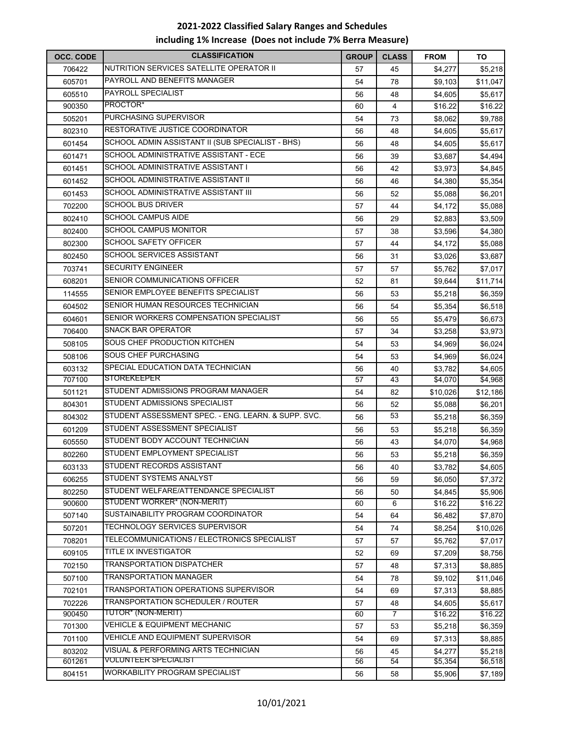## 2021-2022 Classified Salary Ranges and Schedules including 1% Increase (Does not include 7% Berra Measure)

| OCC. CODE | CLASSIFICATION | GROUP | CLASS | FROM | TO |
|---|---|---|---|---|---|
| 706422 | NUTRITION SERVICES SATELLITE OPERATOR II | 57 | 45 | $4,277 | $5,218 |
| 605701 | PAYROLL AND BENEFITS MANAGER | 54 | 78 | $9,103 | $11,047 |
| 605510 | PAYROLL SPECIALIST | 56 | 48 | $4,605 | $5,617 |
| 900350 | PROCTOR* | 60 | 4 | $16.22 | $16.22 |
| 505201 | PURCHASING SUPERVISOR | 54 | 73 | $8,062 | $9,788 |
| 802310 | RESTORATIVE JUSTICE COORDINATOR | 56 | 48 | $4,605 | $5,617 |
| 601454 | SCHOOL ADMIN ASSISTANT II (SUB SPECIALIST - BHS) | 56 | 48 | $4,605 | $5,617 |
| 601471 | SCHOOL ADMINISTRATIVE ASSISTANT - ECE | 56 | 39 | $3,687 | $4,494 |
| 601451 | SCHOOL ADMINISTRATIVE ASSISTANT I | 56 | 42 | $3,973 | $4,845 |
| 601452 | SCHOOL ADMINISTRATIVE ASSISTANT II | 56 | 46 | $4,380 | $5,354 |
| 601453 | SCHOOL ADMINISTRATIVE ASSISTANT III | 56 | 52 | $5,088 | $6,201 |
| 702200 | SCHOOL BUS DRIVER | 57 | 44 | $4,172 | $5,088 |
| 802410 | SCHOOL CAMPUS AIDE | 56 | 29 | $2,883 | $3,509 |
| 802400 | SCHOOL CAMPUS MONITOR | 57 | 38 | $3,596 | $4,380 |
| 802300 | SCHOOL SAFETY OFFICER | 57 | 44 | $4,172 | $5,088 |
| 802450 | SCHOOL SERVICES ASSISTANT | 56 | 31 | $3,026 | $3,687 |
| 703741 | SECURITY ENGINEER | 57 | 57 | $5,762 | $7,017 |
| 608201 | SENIOR COMMUNICATIONS OFFICER | 52 | 81 | $9,644 | $11,714 |
| 114555 | SENIOR EMPLOYEE BENEFITS SPECIALIST | 56 | 53 | $5,218 | $6,359 |
| 604502 | SENIOR HUMAN RESOURCES TECHNICIAN | 56 | 54 | $5,354 | $6,518 |
| 604601 | SENIOR WORKERS COMPENSATION SPECIALIST | 56 | 55 | $5,479 | $6,673 |
| 706400 | SNACK BAR OPERATOR | 57 | 34 | $3,258 | $3,973 |
| 508105 | SOUS CHEF PRODUCTION KITCHEN | 54 | 53 | $4,969 | $6,024 |
| 508106 | SOUS CHEF PURCHASING | 54 | 53 | $4,969 | $6,024 |
| 603132 | SPECIAL EDUCATION DATA TECHNICIAN | 56 | 40 | $3,782 | $4,605 |
| 707100 | STOREKEEPER | 57 | 43 | $4,070 | $4,968 |
| 501121 | STUDENT ADMISSIONS PROGRAM MANAGER | 54 | 82 | $10,026 | $12,186 |
| 804301 | STUDENT ADMISSIONS SPECIALIST | 56 | 52 | $5,088 | $6,201 |
| 804302 | STUDENT ASSESSMENT SPEC. - ENG. LEARN. & SUPP. SVC. | 56 | 53 | $5,218 | $6,359 |
| 601209 | STUDENT ASSESSMENT SPECIALIST | 56 | 53 | $5,218 | $6,359 |
| 605550 | STUDENT BODY ACCOUNT TECHNICIAN | 56 | 43 | $4,070 | $4,968 |
| 802260 | STUDENT EMPLOYMENT SPECIALIST | 56 | 53 | $5,218 | $6,359 |
| 603133 | STUDENT RECORDS ASSISTANT | 56 | 40 | $3,782 | $4,605 |
| 606255 | STUDENT SYSTEMS ANALYST | 56 | 59 | $6,050 | $7,372 |
| 802250 | STUDENT WELFARE/ATTENDANCE SPECIALIST | 56 | 50 | $4,845 | $5,906 |
| 900600 | STUDENT WORKER* (NON-MERIT) | 60 | 6 | $16.22 | $16.22 |
| 507140 | SUSTAINABILITY PROGRAM COORDINATOR | 54 | 64 | $6,482 | $7,870 |
| 507201 | TECHNOLOGY SERVICES SUPERVISOR | 54 | 74 | $8,254 | $10,026 |
| 708201 | TELECOMMUNICATIONS / ELECTRONICS SPECIALIST | 57 | 57 | $5,762 | $7,017 |
| 609105 | TITLE IX INVESTIGATOR | 52 | 69 | $7,209 | $8,756 |
| 702150 | TRANSPORTATION DISPATCHER | 57 | 48 | $7,313 | $8,885 |
| 507100 | TRANSPORTATION MANAGER | 54 | 78 | $9,102 | $11,046 |
| 702101 | TRANSPORTATION OPERATIONS SUPERVISOR | 54 | 69 | $7,313 | $8,885 |
| 702226 | TRANSPORTATION SCHEDULER / ROUTER | 57 | 48 | $4,605 | $5,617 |
| 900450 | TUTOR* (NON-MERIT) | 60 | 7 | $16.22 | $16.22 |
| 701300 | VEHICLE & EQUIPMENT MECHANIC | 57 | 53 | $5,218 | $6,359 |
| 701100 | VEHICLE AND EQUIPMENT SUPERVISOR | 54 | 69 | $7,313 | $8,885 |
| 803202 | VISUAL & PERFORMING ARTS TECHNICIAN | 56 | 45 | $4,277 | $5,218 |
| 601261 | VOLUNTEER SPECIALIST | 56 | 54 | $5,354 | $6,518 |
| 804151 | WORKABILITY PROGRAM SPECIALIST | 56 | 58 | $5,906 | $7,189 |

10/01/2021